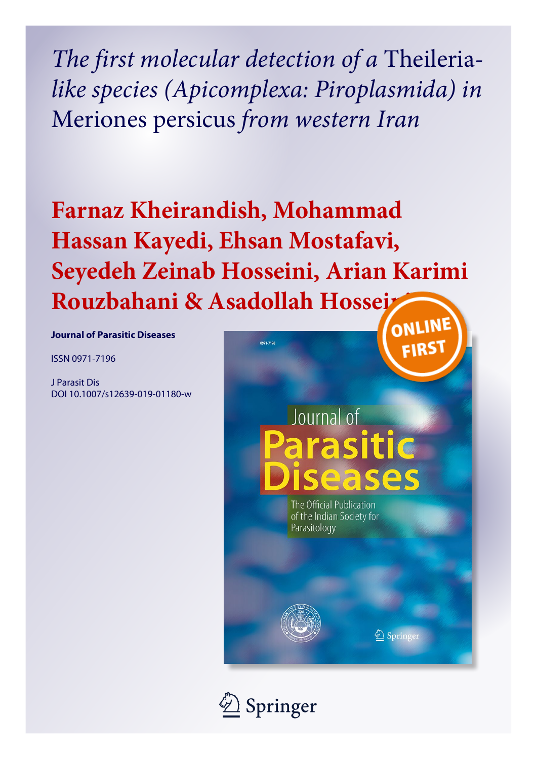# *The first molecular detection of a* Theileria-*like species (Apicomplexa: Piroplasmida) in* Meriones persicus *from western Iran*

**Farnaz Kheirandish, Mohammad Hassan Kayedi, Ehsan Mostafavi, Seyedeh Zeinab Hosseini, Arian Karimi Rouzbahani & Asadollah Hosseini**

**Journal of Parasitic Diseases**

ISSN 0971-7196

J Parasit Dis
DOI 10.1007/s12639-019-01180-w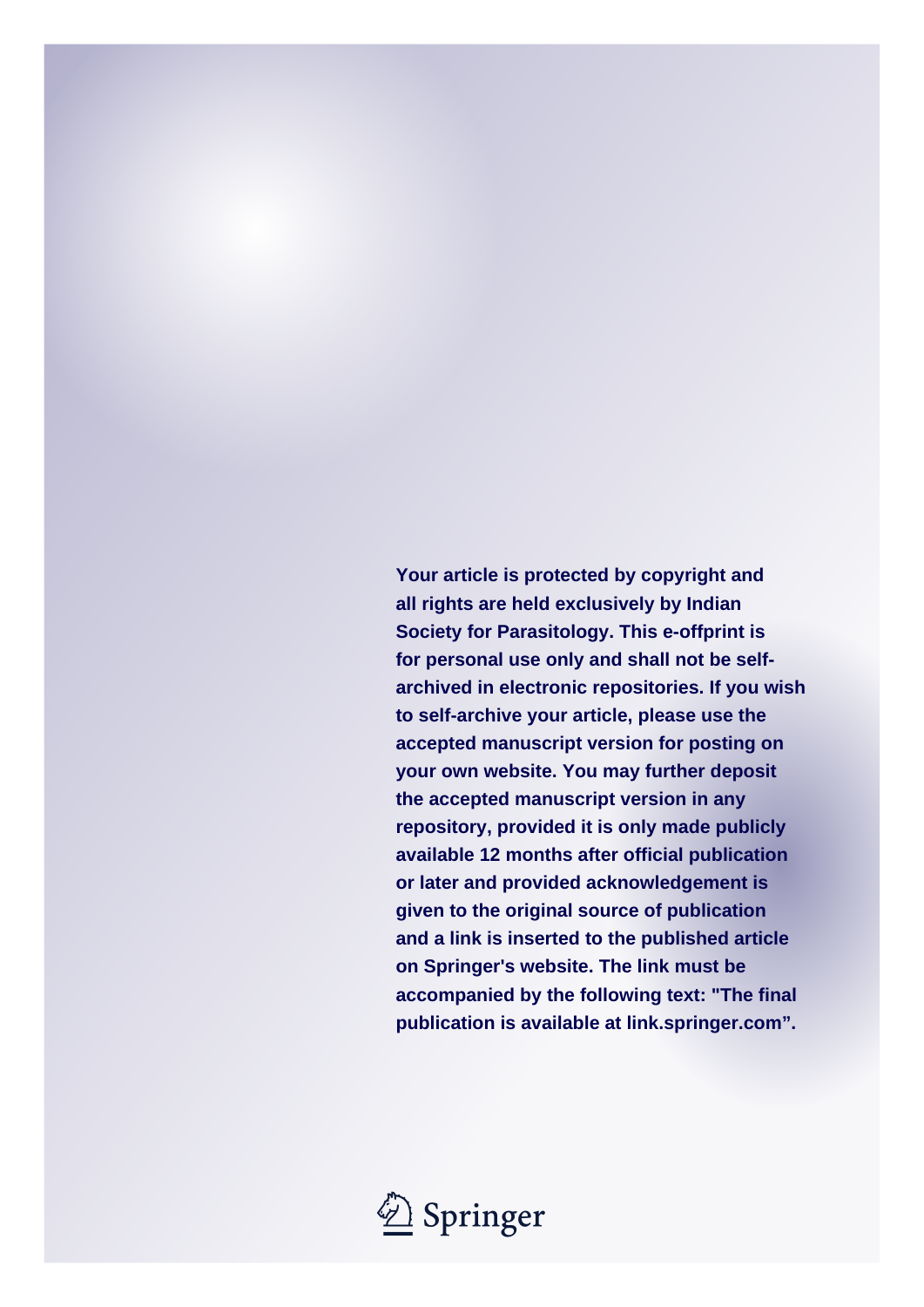**Your article is protected by copyright and all rights are held exclusively by Indian Society for Parasitology. This e-offprint is for personal use only and shall not be self-archived in electronic repositories. If you wish to self-archive your article, please use the accepted manuscript version for posting on your own website. You may further deposit the accepted manuscript version in any repository, provided it is only made publicly available 12 months after official publication or later and provided acknowledgement is given to the original source of publication and a link is inserted to the published article on Springer's website. The link must be accompanied by the following text: "The final publication is available at link.springer.com".**

Springer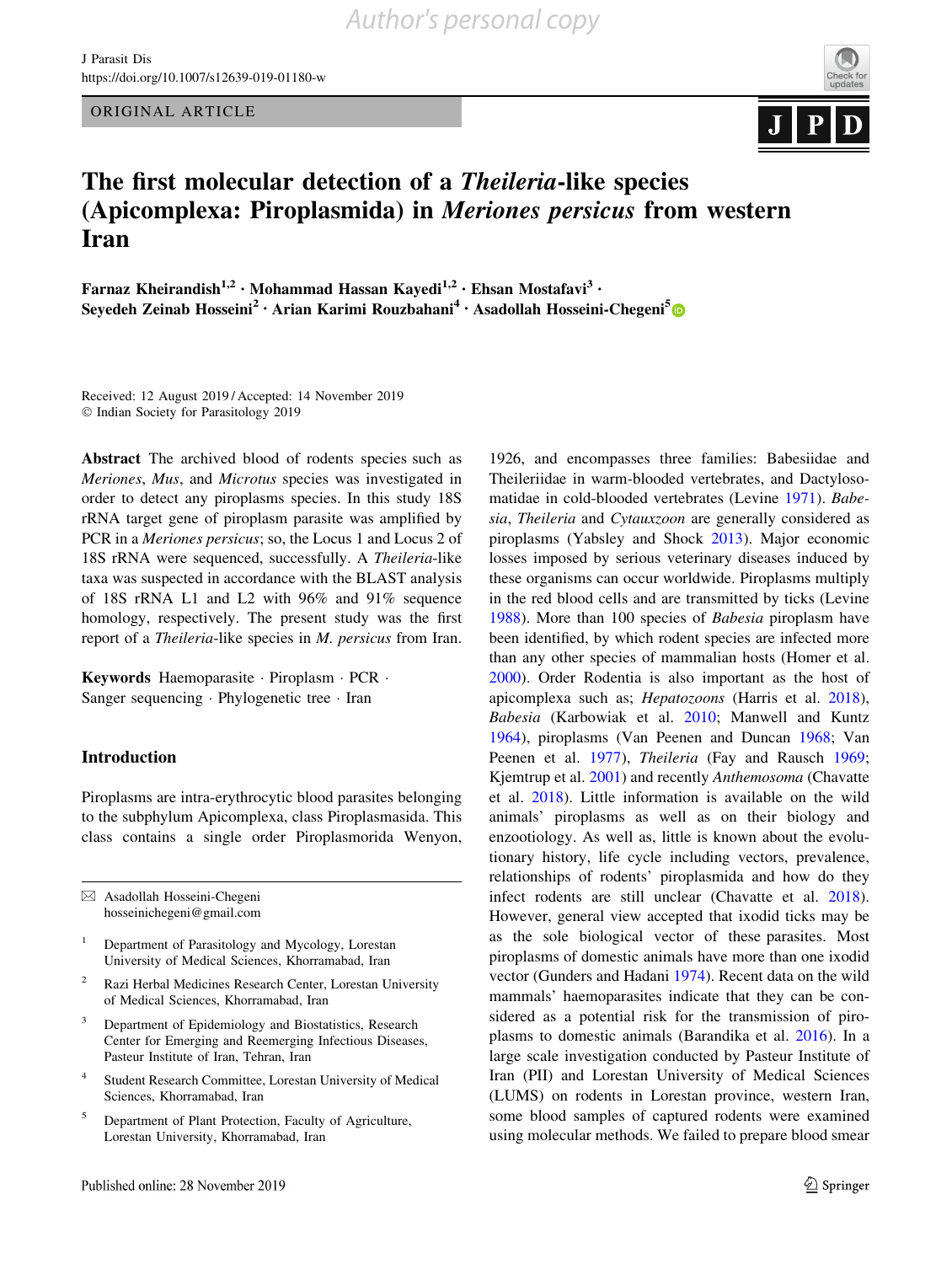ORIGINAL ARTICLE

# The first molecular detection of a *Theileria*-like species (Apicomplexa: Piroplasmida) in *Meriones persicus* from western Iran

**Farnaz Kheirandish[1,2] · Mohammad Hassan Kayedi[1,2] · Ehsan Mostafavi[3] · Seyedeh Zeinab Hosseini[2] · Arian Karimi Rouzbahani[4] · Asadollah Hosseini-Chegeni[5]**

Received: 12 August 2019 / Accepted: 14 November 2019
© Indian Society for Parasitology 2019

**Abstract** The archived blood of rodents species such as *Meriones*, *Mus*, and *Microtus* species was investigated in order to detect any piroplasms species. In this study 18S rRNA target gene of piroplasm parasite was amplified by PCR in a *Meriones persicus*; so, the Locus 1 and Locus 2 of 18S rRNA were sequenced, successfully. A *Theileria*-like taxa was suspected in accordance with the BLAST analysis of 18S rRNA L1 and L2 with 96% and 91% sequence homology, respectively. The present study was the first report of a *Theileria*-like species in *M. persicus* from Iran.

**Keywords** Haemoparasite · Piroplasm · PCR · Sanger sequencing · Phylogenetic tree · Iran

## Introduction

Piroplasms are intra-erythrocytic blood parasites belonging to the subphylum Apicomplexa, class Piroplasmasida. This class contains a single order Piroplasmorida Wenyon, 1926, and encompasses three families: Babesiidae and Theileriidae in warm-blooded vertebrates, and Dactylosomatidae in cold-blooded vertebrates (Levine 1971). *Babesia*, *Theileria* and *Cytauxzoon* are generally considered as piroplasms (Yabsley and Shock 2013). Major economic losses imposed by serious veterinary diseases induced by these organisms can occur worldwide. Piroplasms multiply in the red blood cells and are transmitted by ticks (Levine 1988). More than 100 species of *Babesia* piroplasm have been identified, by which rodent species are infected more than any other species of mammalian hosts (Homer et al. 2000). Order Rodentia is also important as the host of apicomplexa such as; *Hepatozoons* (Harris et al. 2018), *Babesia* (Karbowiak et al. 2010; Manwell and Kuntz 1964), piroplasms (Van Peenen and Duncan 1968; Van Peenen et al. 1977), *Theileria* (Fay and Rausch 1969; Kjemtrup et al. 2001) and recently *Anthemosoma* (Chavatte et al. 2018). Little information is available on the wild animals' piroplasms as well as on their biology and enzootiology. As well as, little is known about the evolutionary history, life cycle including vectors, prevalence, relationships of rodents' piroplasmida and how do they infect rodents are still unclear (Chavatte et al. 2018). However, general view accepted that ixodid ticks may be as the sole biological vector of these parasites. Most piroplasms of domestic animals have more than one ixodid vector (Gunders and Hadani 1974). Recent data on the wild mammals' haemoparasites indicate that they can be considered as a potential risk for the transmission of piroplasms to domestic animals (Barandika et al. 2016). In a large scale investigation conducted by Pasteur Institute of Iran (PII) and Lorestan University of Medical Sciences (LUMS) on rodents in Lorestan province, western Iran, some blood samples of captured rodents were examined using molecular methods. We failed to prepare blood smear

---

✉ Asadollah Hosseini-Chegeni
hosseinichegeni@gmail.com

[1] Department of Parasitology and Mycology, Lorestan University of Medical Sciences, Khorramabad, Iran

[2] Razi Herbal Medicines Research Center, Lorestan University of Medical Sciences, Khorramabad, Iran

[3] Department of Epidemiology and Biostatistics, Research Center for Emerging and Reemerging Infectious Diseases, Pasteur Institute of Iran, Tehran, Iran

[4] Student Research Committee, Lorestan University of Medical Sciences, Khorramabad, Iran

[5] Department of Plant Protection, Faculty of Agriculture, Lorestan University, Khorramabad, Iran

Published online: 28 November 2019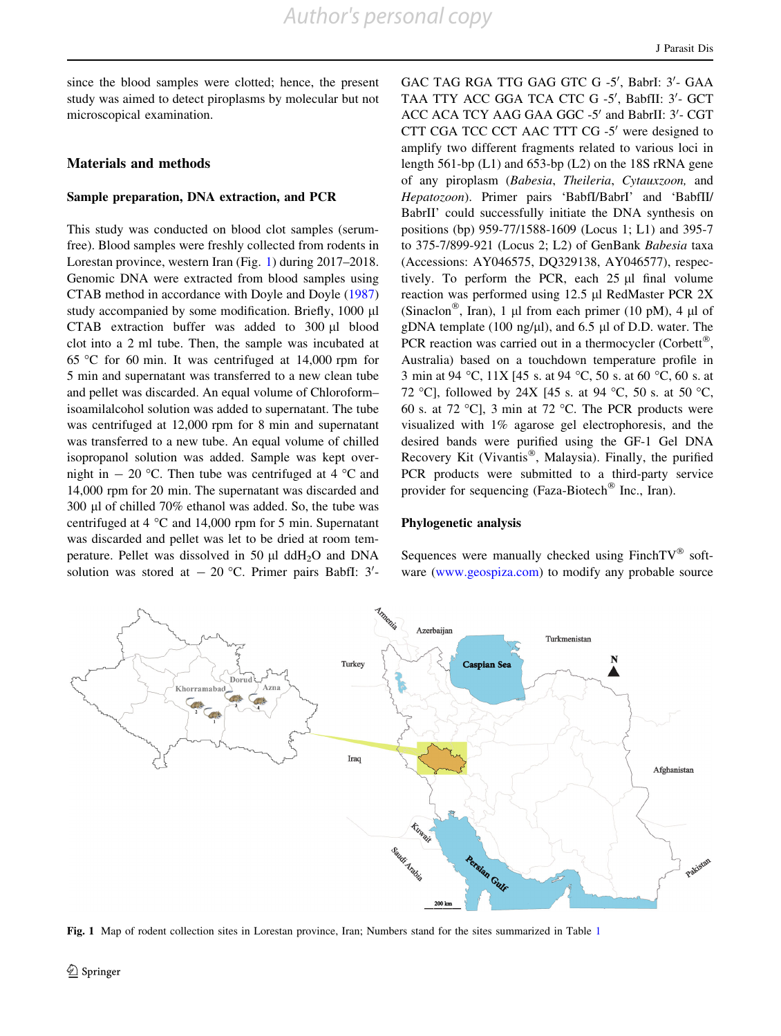since the blood samples were clotted; hence, the present study was aimed to detect piroplasms by molecular but not microscopical examination.

## Materials and methods

### Sample preparation, DNA extraction, and PCR

This study was conducted on blood clot samples (serum-free). Blood samples were freshly collected from rodents in Lorestan province, western Iran (Fig. 1) during 2017–2018. Genomic DNA were extracted from blood samples using CTAB method in accordance with Doyle and Doyle (1987) study accompanied by some modification. Briefly, 1000 µl CTAB extraction buffer was added to 300 µl blood clot into a 2 ml tube. Then, the sample was incubated at 65 °C for 60 min. It was centrifuged at 14,000 rpm for 5 min and supernatant was transferred to a new clean tube and pellet was discarded. An equal volume of Chloroform–isoamilalcohol solution was added to supernatant. The tube was centrifuged at 12,000 rpm for 8 min and supernatant was transferred to a new tube. An equal volume of chilled isopropanol solution was added. Sample was kept overnight in − 20 °C. Then tube was centrifuged at 4 °C and 14,000 rpm for 20 min. The supernatant was discarded and 300 µl of chilled 70% ethanol was added. So, the tube was centrifuged at 4 °C and 14,000 rpm for 5 min. Supernatant was discarded and pellet was let to be dried at room temperature. Pellet was dissolved in 50 µl $ddH_2O$ and DNA solution was stored at − 20 °C. Primer pairs BabfI: 3′-GAC TAG RGA TTG GAG GTC G -5′, BabrI: 3′- GAA TAA TTY ACC GGA TCA CTC G -5′, BabfII: 3′- GCT ACC ACA TCY AAG GAA GGC -5′ and BabrII: 3′- CGT CTT CGA TCC CCT AAC TTT CG -5′ were designed to amplify two different fragments related to various loci in length 561-bp (L1) and 653-bp (L2) on the 18S rRNA gene of any piroplasm (*Babesia*, *Theileria*, *Cytauxzoon,* and *Hepatozoon*). Primer pairs 'BabfI/BabrI' and 'BabfII/BabrII' could successfully initiate the DNA synthesis on positions (bp) 959-77/1588-1609 (Locus 1; L1) and 395-7 to 375-7/899-921 (Locus 2; L2) of GenBank *Babesia* taxa (Accessions: AY046575, DQ329138, AY046577), respectively. To perform the PCR, each 25 µl final volume reaction was performed using 12.5 µl RedMaster PCR 2X (Sinaclon®, Iran), 1 µl from each primer (10 pM), 4 µl of gDNA template (100 ng/µl), and 6.5 µl of D.D. water. The PCR reaction was carried out in a thermocycler (Corbett®, Australia) based on a touchdown temperature profile in 3 min at 94 °C, 11X [45 s. at 94 °C, 50 s. at 60 °C, 60 s. at 72 °C], followed by 24X [45 s. at 94 °C, 50 s. at 50 °C, 60 s. at 72 °C], 3 min at 72 °C. The PCR products were visualized with 1% agarose gel electrophoresis, and the desired bands were purified using the GF-1 Gel DNA Recovery Kit (Vivantis®, Malaysia). Finally, the purified PCR products were submitted to a third-party service provider for sequencing (Faza-Biotech® Inc., Iran).

### Phylogenetic analysis

Sequences were manually checked using FinchTV® software (www.geospiza.com) to modify any probable source

**Fig. 1** Map of rodent collection sites in Lorestan province, Iran; Numbers stand for the sites summarized in Table 1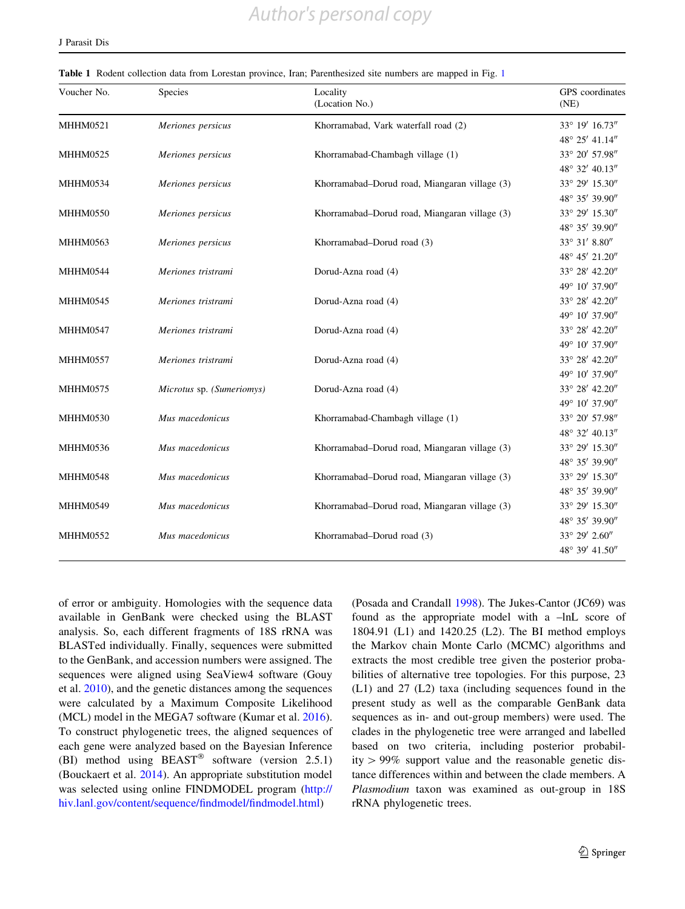**Table 1** Rodent collection data from Lorestan province, Iran; Parenthesized site numbers are mapped in Fig. 1

| Voucher No. | Species | Locality (Location No.) | GPS coordinates (NE) |
|---|---|---|---|
| MHHM0521 | *Meriones persicus* | Khorramabad, Vark waterfall road (2) | 33° 19′ 16.73″ 48° 25′ 41.14″ |
| MHHM0525 | *Meriones persicus* | Khorramabad-Chambagh village (1) | 33° 20′ 57.98″ 48° 32′ 40.13″ |
| MHHM0534 | *Meriones persicus* | Khorramabad–Dorud road, Miangaran village (3) | 33° 29′ 15.30″ 48° 35′ 39.90″ |
| MHHM0550 | *Meriones persicus* | Khorramabad–Dorud road, Miangaran village (3) | 33° 29′ 15.30″ 48° 35′ 39.90″ |
| MHHM0563 | *Meriones persicus* | Khorramabad–Dorud road (3) | 33° 31′ 8.80″ 48° 45′ 21.20″ |
| MHHM0544 | *Meriones tristrami* | Dorud-Azna road (4) | 33° 28′ 42.20″ 49° 10′ 37.90″ |
| MHHM0545 | *Meriones tristrami* | Dorud-Azna road (4) | 33° 28′ 42.20″ 49° 10′ 37.90″ |
| MHHM0547 | *Meriones tristrami* | Dorud-Azna road (4) | 33° 28′ 42.20″ 49° 10′ 37.90″ |
| MHHM0557 | *Meriones tristrami* | Dorud-Azna road (4) | 33° 28′ 42.20″ 49° 10′ 37.90″ |
| MHHM0575 | *Microtus* sp. (*Sumeriomys*) | Dorud-Azna road (4) | 33° 28′ 42.20″ 49° 10′ 37.90″ |
| MHHM0530 | *Mus macedonicus* | Khorramabad-Chambagh village (1) | 33° 20′ 57.98″ 48° 32′ 40.13″ |
| MHHM0536 | *Mus macedonicus* | Khorramabad–Dorud road, Miangaran village (3) | 33° 29′ 15.30″ 48° 35′ 39.90″ |
| MHHM0548 | *Mus macedonicus* | Khorramabad–Dorud road, Miangaran village (3) | 33° 29′ 15.30″ 48° 35′ 39.90″ |
| MHHM0549 | *Mus macedonicus* | Khorramabad–Dorud road, Miangaran village (3) | 33° 29′ 15.30″ 48° 35′ 39.90″ |
| MHHM0552 | *Mus macedonicus* | Khorramabad–Dorud road (3) | 33° 29′ 2.60″ 48° 39′ 41.50″ |

of error or ambiguity. Homologies with the sequence data available in GenBank were checked using the BLAST analysis. So, each different fragments of 18S rRNA was BLASTed individually. Finally, sequences were submitted to the GenBank, and accession numbers were assigned. The sequences were aligned using SeaView4 software (Gouy et al. 2010), and the genetic distances among the sequences were calculated by a Maximum Composite Likelihood (MCL) model in the MEGA7 software (Kumar et al. 2016). To construct phylogenetic trees, the aligned sequences of each gene were analyzed based on the Bayesian Inference (BI) method using BEAST® software (version 2.5.1) (Bouckaert et al. 2014). An appropriate substitution model was selected using online FINDMODEL program (http://hiv.lanl.gov/content/sequence/findmodel/findmodel.html) (Posada and Crandall 1998). The Jukes-Cantor (JC69) was found as the appropriate model with a –lnL score of 1804.91 (L1) and 1420.25 (L2). The BI method employs the Markov chain Monte Carlo (MCMC) algorithms and extracts the most credible tree given the posterior probabilities of alternative tree topologies. For this purpose, 23 (L1) and 27 (L2) taxa (including sequences found in the present study as well as the comparable GenBank data sequences as in- and out-group members) were used. The clades in the phylogenetic tree were arranged and labelled based on two criteria, including posterior probability $> 99\%$ support value and the reasonable genetic distance differences within and between the clade members. A *Plasmodium* taxon was examined as out-group in 18S rRNA phylogenetic trees.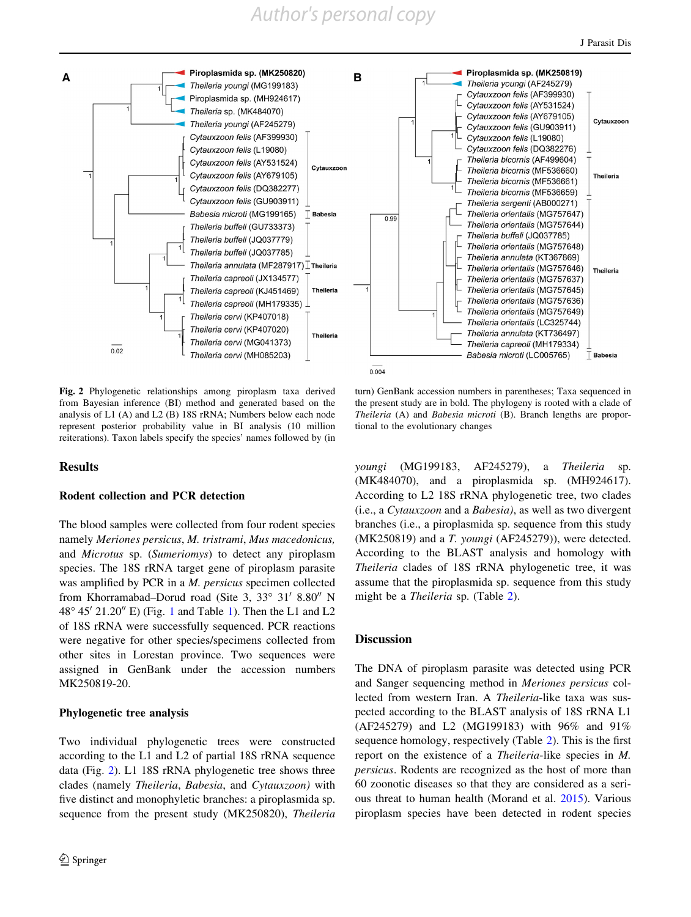**Fig. 2** Phylogenetic relationships among piroplasm taxa derived from Bayesian inference (BI) method and generated based on the analysis of L1 (A) and L2 (B) 18S rRNA; Numbers below each node represent posterior probability value in BI analysis (10 million reiterations). Taxon labels specify the species' names followed by (in turn) GenBank accession numbers in parentheses; Taxa sequenced in the present study are in bold. The phylogeny is rooted with a clade of *Theileria* (A) and *Babesia microti* (B). Branch lengths are proportional to the evolutionary changes

## Results

### Rodent collection and PCR detection

The blood samples were collected from four rodent species namely *Meriones persicus*, *M. tristrami*, *Mus macedonicus,* and *Microtus* sp. (*Sumeriomys*) to detect any piroplasm species. The 18S rRNA target gene of piroplasm parasite was amplified by PCR in a *M. persicus* specimen collected from Khorramabad–Dorud road (Site 3, 33° 31′ 8.80″ N 48° 45′ 21.20″ E) (Fig. 1 and Table 1). Then the L1 and L2 of 18S rRNA were successfully sequenced. PCR reactions were negative for other species/specimens collected from other sites in Lorestan province. Two sequences were assigned in GenBank under the accession numbers MK250819-20.

### Phylogenetic tree analysis

Two individual phylogenetic trees were constructed according to the L1 and L2 of partial 18S rRNA sequence data (Fig. 2). L1 18S rRNA phylogenetic tree shows three clades (namely *Theileria*, *Babesia*, and *Cytauxzoon)* with five distinct and monophyletic branches: a piroplasmida sp. sequence from the present study (MK250820), *Theileria youngi* (MG199183, AF245279), a *Theileria* sp. (MK484070), and a piroplasmida sp. (MH924617). According to L2 18S rRNA phylogenetic tree, two clades (i.e., a *Cytauxzoon* and a *Babesia*), as well as two divergent branches (i.e., a piroplasmida sp. sequence from this study (MK250819) and a *T. youngi* (AF245279)), were detected. According to the BLAST analysis and homology with *Theileria* clades of 18S rRNA phylogenetic tree, it was assume that the piroplasmida sp. sequence from this study might be a *Theileria* sp. (Table 2).

## Discussion

The DNA of piroplasm parasite was detected using PCR and Sanger sequencing method in *Meriones persicus* collected from western Iran. A *Theileria*-like taxa was suspected according to the BLAST analysis of 18S rRNA L1 (AF245279) and L2 (MG199183) with 96% and 91% sequence homology, respectively (Table 2). This is the first report on the existence of a *Theileria*-like species in *M. persicus*. Rodents are recognized as the host of more than 60 zoonotic diseases so that they are considered as a serious threat to human health (Morand et al. 2015). Various piroplasm species have been detected in rodent species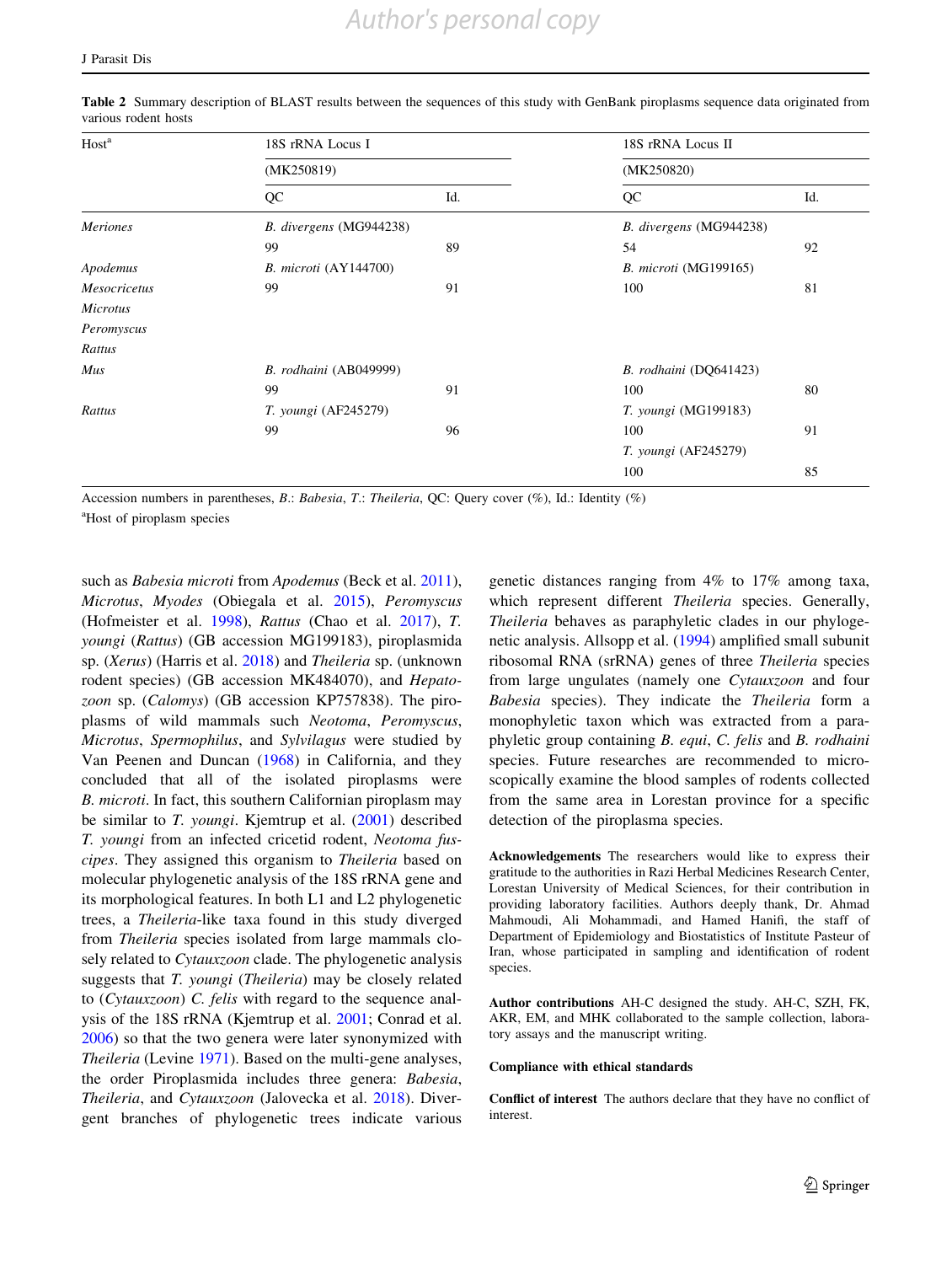**Table 2** Summary description of BLAST results between the sequences of this study with GenBank piroplasms sequence data originated from various rodent hosts

| Host[a] | 18S rRNA Locus I (MK250819) | | 18S rRNA Locus II (MK250820) | |
|---|---|---|---|---|
| | QC | Id. | QC | Id. |
| *Meriones* | *B. divergens* (MG944238) | | *B. divergens* (MG944238) | |
| | 99 | 89 | 54 | 92 |
| *Apodemus* | *B. microti* (AY144700) | | *B. microti* (MG199165) | |
| *Mesocricetus* | 99 | 91 | 100 | 81 |
| *Microtus* | | | | |
| *Peromyscus* | | | | |
| *Rattus* | | | | |
| *Mus* | *B. rodhaini* (AB049999) | | *B. rodhaini* (DQ641423) | |
| | 99 | 91 | 100 | 80 |
| *Rattus* | *T. youngi* (AF245279) | | *T. youngi* (MG199183) | |
| | 99 | 96 | 100 | 91 |
| | | | *T. youngi* (AF245279) | |
| | | | 100 | 85 |

Accession numbers in parentheses, *B.*: *Babesia*, *T.*: *Theileria*, QC: Query cover (%), Id.: Identity (%)

[a]Host of piroplasm species

such as *Babesia microti* from *Apodemus* (Beck et al. 2011), *Microtus*, *Myodes* (Obiegala et al. 2015), *Peromyscus* (Hofmeister et al. 1998), *Rattus* (Chao et al. 2017), *T. youngi* (*Rattus*) (GB accession MG199183), piroplasmida sp. (*Xerus*) (Harris et al. 2018) and *Theileria* sp. (unknown rodent species) (GB accession MK484070), and *Hepatozoon* sp. (*Calomys*) (GB accession KP757838). The piroplasms of wild mammals such *Neotoma*, *Peromyscus*, *Microtus*, *Spermophilus*, and *Sylvilagus* were studied by Van Peenen and Duncan (1968) in California, and they concluded that all of the isolated piroplasms were *B. microti*. In fact, this southern Californian piroplasm may be similar to *T. youngi*. Kjemtrup et al. (2001) described *T. youngi* from an infected cricetid rodent, *Neotoma fuscipes*. They assigned this organism to *Theileria* based on molecular phylogenetic analysis of the 18S rRNA gene and its morphological features. In both L1 and L2 phylogenetic trees, a *Theileria*-like taxa found in this study diverged from *Theileria* species isolated from large mammals closely related to *Cytauxzoon* clade. The phylogenetic analysis suggests that *T. youngi* (*Theileria*) may be closely related to (*Cytauxzoon*) *C. felis* with regard to the sequence analysis of the 18S rRNA (Kjemtrup et al. 2001; Conrad et al. 2006) so that the two genera were later synonymized with *Theileria* (Levine 1971). Based on the multi-gene analyses, the order Piroplasmida includes three genera: *Babesia*, *Theileria*, and *Cytauxzoon* (Jalovecka et al. 2018). Divergent branches of phylogenetic trees indicate various genetic distances ranging from 4% to 17% among taxa, which represent different *Theileria* species. Generally, *Theileria* behaves as paraphyletic clades in our phylogenetic analysis. Allsopp et al. (1994) amplified small subunit ribosomal RNA (srRNA) genes of three *Theileria* species from large ungulates (namely one *Cytauxzoon* and four *Babesia* species). They indicate the *Theileria* form a monophyletic taxon which was extracted from a paraphyletic group containing *B. equi*, *C. felis* and *B. rodhaini* species. Future researches are recommended to microscopically examine the blood samples of rodents collected from the same area in Lorestan province for a specific detection of the piroplasma species.

**Acknowledgements** The researchers would like to express their gratitude to the authorities in Razi Herbal Medicines Research Center, Lorestan University of Medical Sciences, for their contribution in providing laboratory facilities. Authors deeply thank, Dr. Ahmad Mahmoudi, Ali Mohammadi, and Hamed Hanifi, the staff of Department of Epidemiology and Biostatistics of Institute Pasteur of Iran, whose participated in sampling and identification of rodent species.

**Author contributions** AH-C designed the study. AH-C, SZH, FK, AKR, EM, and MHK collaborated to the sample collection, laboratory assays and the manuscript writing.

**Compliance with ethical standards**

**Conflict of interest** The authors declare that they have no conflict of interest.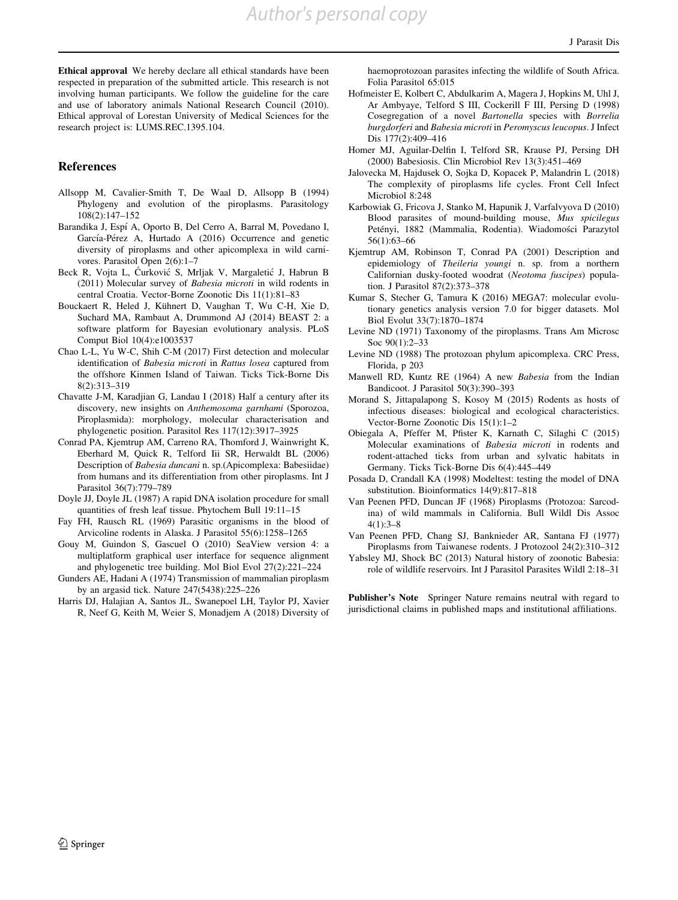**Ethical approval** We hereby declare all ethical standards have been respected in preparation of the submitted article. This research is not involving human participants. We follow the guideline for the care and use of laboratory animals National Research Council (2010). Ethical approval of Lorestan University of Medical Sciences for the research project is: LUMS.REC.1395.104.

## References

Allsopp M, Cavalier-Smith T, De Waal D, Allsopp B (1994) Phylogeny and evolution of the piroplasms. Parasitology 108(2):147–152

Barandika J, Espí A, Oporto B, Del Cerro A, Barral M, Povedano I, García-Pérez A, Hurtado A (2016) Occurrence and genetic diversity of piroplasms and other apicomplexa in wild carnivores. Parasitol Open 2(6):1–7

Beck R, Vojta L, Ćurković S, Mrljak V, Margaletić J, Habrun B (2011) Molecular survey of *Babesia microti* in wild rodents in central Croatia. Vector-Borne Zoonotic Dis 11(1):81–83

Bouckaert R, Heled J, Kühnert D, Vaughan T, Wu C-H, Xie D, Suchard MA, Rambaut A, Drummond AJ (2014) BEAST 2: a software platform for Bayesian evolutionary analysis. PLoS Comput Biol 10(4):e1003537

Chao L-L, Yu W-C, Shih C-M (2017) First detection and molecular identification of *Babesia microti* in *Rattus losea* captured from the offshore Kinmen Island of Taiwan. Ticks Tick-Borne Dis 8(2):313–319

Chavatte J-M, Karadjian G, Landau I (2018) Half a century after its discovery, new insights on *Anthemosoma garnhami* (Sporozoa, Piroplasmida): morphology, molecular characterisation and phylogenetic position. Parasitol Res 117(12):3917–3925

Conrad PA, Kjemtrup AM, Carreno RA, Thomford J, Wainwright K, Eberhard M, Quick R, Telford Iii SR, Herwaldt BL (2006) Description of *Babesia duncani* n. sp.(Apicomplexa: Babesiidae) from humans and its differentiation from other piroplasms. Int J Parasitol 36(7):779–789

Doyle JJ, Doyle JL (1987) A rapid DNA isolation procedure for small quantities of fresh leaf tissue. Phytochem Bull 19:11–15

Fay FH, Rausch RL (1969) Parasitic organisms in the blood of Arvicoline rodents in Alaska. J Parasitol 55(6):1258–1265

Gouy M, Guindon S, Gascuel O (2010) SeaView version 4: a multiplatform graphical user interface for sequence alignment and phylogenetic tree building. Mol Biol Evol 27(2):221–224

Gunders AE, Hadani A (1974) Transmission of mammalian piroplasm by an argasid tick. Nature 247(5438):225–226

Harris DJ, Halajian A, Santos JL, Swanepoel LH, Taylor PJ, Xavier R, Neef G, Keith M, Weier S, Monadjem A (2018) Diversity of haemoprotozoan parasites infecting the wildlife of South Africa. Folia Parasitol 65:015

Hofmeister E, Kolbert C, Abdulkarim A, Magera J, Hopkins M, Uhl J, Ar Ambyaye, Telford S III, Cockerill F III, Persing D (1998) Cosegregation of a novel *Bartonella* species with *Borrelia burgdorferi* and *Babesia microti* in *Peromyscus leucopus*. J Infect Dis 177(2):409–416

Homer MJ, Aguilar-Delfin I, Telford SR, Krause PJ, Persing DH (2000) Babesiosis. Clin Microbiol Rev 13(3):451–469

Jalovecka M, Hajdusek O, Sojka D, Kopacek P, Malandrin L (2018) The complexity of piroplasms life cycles. Front Cell Infect Microbiol 8:248

Karbowiak G, Fricova J, Stanko M, Hapunik J, Varfalvyova D (2010) Blood parasites of mound-building mouse, *Mus spicilegus* Petényi, 1882 (Mammalia, Rodentia). Wiadomości Parazytol 56(1):63–66

Kjemtrup AM, Robinson T, Conrad PA (2001) Description and epidemiology of *Theileria youngi* n. sp. from a northern Californian dusky-footed woodrat (*Neotoma fuscipes*) population. J Parasitol 87(2):373–378

Kumar S, Stecher G, Tamura K (2016) MEGA7: molecular evolutionary genetics analysis version 7.0 for bigger datasets. Mol Biol Evolut 33(7):1870–1874

Levine ND (1971) Taxonomy of the piroplasms. Trans Am Microsc Soc 90(1):2–33

Levine ND (1988) The protozoan phylum apicomplexa. CRC Press, Florida, p 203

Manwell RD, Kuntz RE (1964) A new *Babesia* from the Indian Bandicoot. J Parasitol 50(3):390–393

Morand S, Jittapalapong S, Kosoy M (2015) Rodents as hosts of infectious diseases: biological and ecological characteristics. Vector-Borne Zoonotic Dis 15(1):1–2

Obiegala A, Pfeffer M, Pfister K, Karnath C, Silaghi C (2015) Molecular examinations of *Babesia microti* in rodents and rodent-attached ticks from urban and sylvatic habitats in Germany. Ticks Tick-Borne Dis 6(4):445–449

Posada D, Crandall KA (1998) Modeltest: testing the model of DNA substitution. Bioinformatics 14(9):817–818

Van Peenen PFD, Duncan JF (1968) Piroplasms (Protozoa: Sarcodina) of wild mammals in California. Bull Wildl Dis Assoc 4(1):3–8

Van Peenen PFD, Chang SJ, Banknieder AR, Santana FJ (1977) Piroplasms from Taiwanese rodents. J Protozool 24(2):310–312

Yabsley MJ, Shock BC (2013) Natural history of zoonotic Babesia: role of wildlife reservoirs. Int J Parasitol Parasites Wildl 2:18–31

**Publisher's Note** Springer Nature remains neutral with regard to jurisdictional claims in published maps and institutional affiliations.